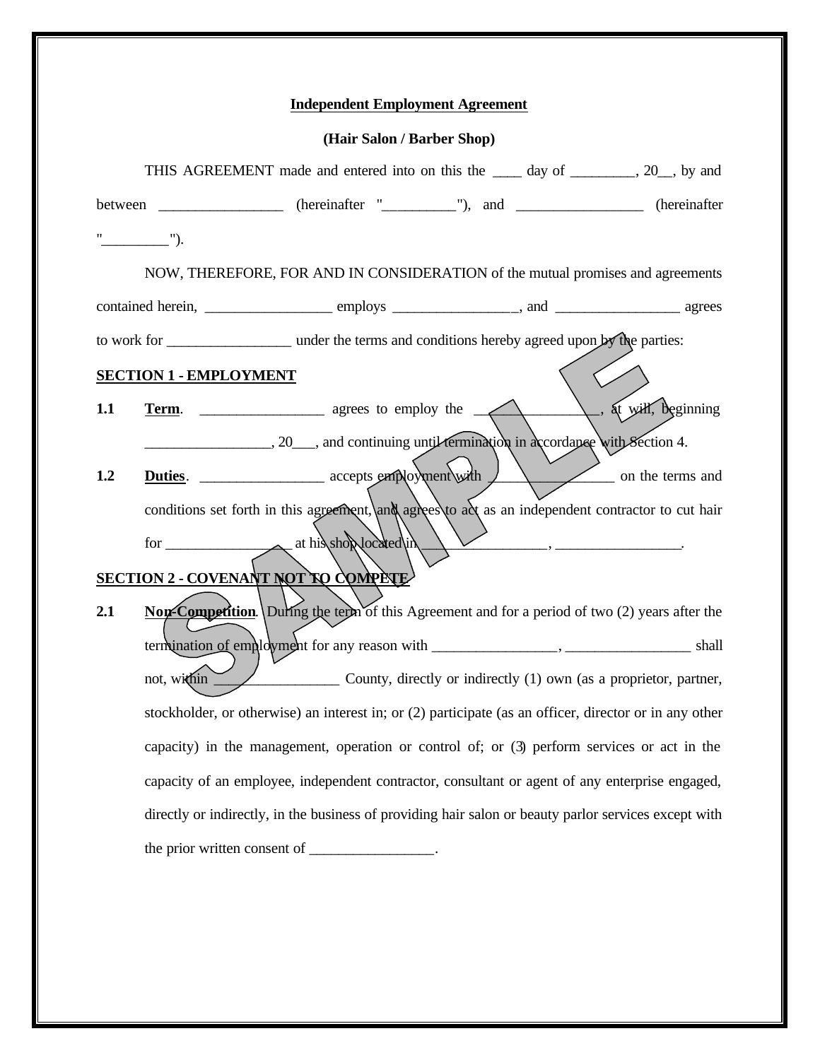**Independent Employment Agreement**

**(Hair Salon / Barber Shop)**

THIS AGREEMENT made and entered into on this the ____ day of _________, 20__, by and between _________________ (hereinafter "__________"), and _________________ (hereinafter "_________").

NOW, THEREFORE, FOR AND IN CONSIDERATION of the mutual promises and agreements contained herein, _________________ employs _________________, and _________________ agrees to work for _________________ under the terms and conditions hereby agreed upon by the parties:

## SECTION 1 - EMPLOYMENT

**1.1** **Term**. _________________ agrees to employ the _________________, at will, beginning _________________, 20___, and continuing until termination in accordance with Section 4.

**1.2** **Duties**. _________________ accepts employment with _________________ on the terms and conditions set forth in this agreement, and agrees to act as an independent contractor to cut hair for _________________ at his shop located in _________________, _________________.

## SECTION 2 - COVENANT NOT TO COMPETE

**2.1** **Non-Competition**. During the term of this Agreement and for a period of two (2) years after the termination of employment for any reason with _________________, _________________ shall not, within _________________ County, directly or indirectly (1) own (as a proprietor, partner, stockholder, or otherwise) an interest in; or (2) participate (as an officer, director or in any other capacity) in the management, operation or control of; or (3) perform services or act in the capacity of an employee, independent contractor, consultant or agent of any enterprise engaged, directly or indirectly, in the business of providing hair salon or beauty parlor services except with the prior written consent of _________________.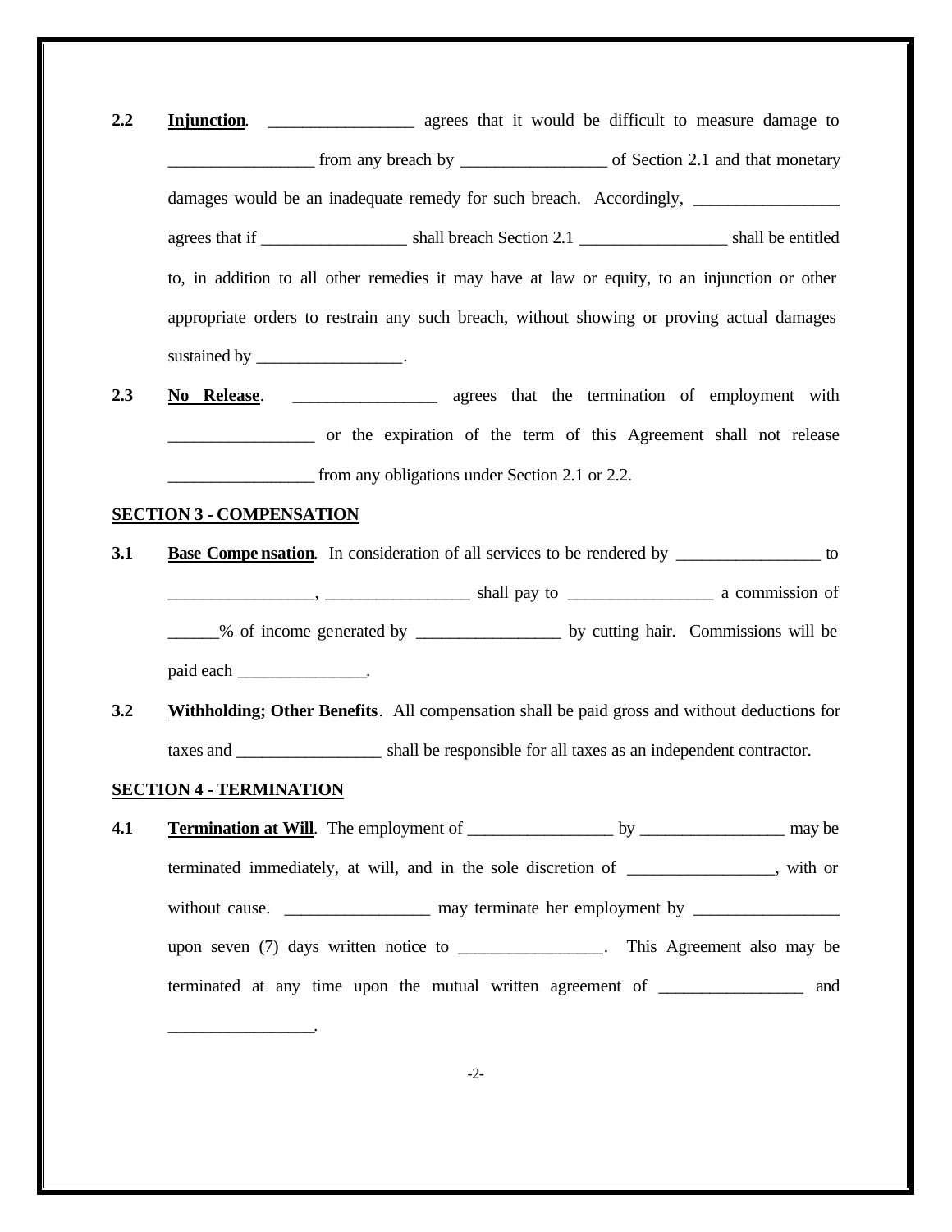**2.2** **Injunction**. _________________ agrees that it would be difficult to measure damage to _________________ from any breach by _________________ of Section 2.1 and that monetary damages would be an inadequate remedy for such breach. Accordingly, _________________ agrees that if _________________ shall breach Section 2.1 _________________ shall be entitled to, in addition to all other remedies it may have at law or equity, to an injunction or other appropriate orders to restrain any such breach, without showing or proving actual damages sustained by _________________.

**2.3** **No Release**. _________________ agrees that the termination of employment with _________________ or the expiration of the term of this Agreement shall not release _________________ from any obligations under Section 2.1 or 2.2.

**SECTION 3 - COMPENSATION**

**3.1** **Base Compensation**. In consideration of all services to be rendered by _________________ to _________________, _________________ shall pay to _________________ a commission of ______% of income generated by _________________ by cutting hair. Commissions will be paid each _______________.

**3.2** **Withholding; Other Benefits**. All compensation shall be paid gross and without deductions for taxes and _________________ shall be responsible for all taxes as an independent contractor.

**SECTION 4 - TERMINATION**

**4.1** **Termination at Will**. The employment of _________________ by _________________ may be terminated immediately, at will, and in the sole discretion of _________________, with or without cause. _________________ may terminate her employment by _________________ upon seven (7) days written notice to _________________. This Agreement also may be terminated at any time upon the mutual written agreement of _________________ and _________________.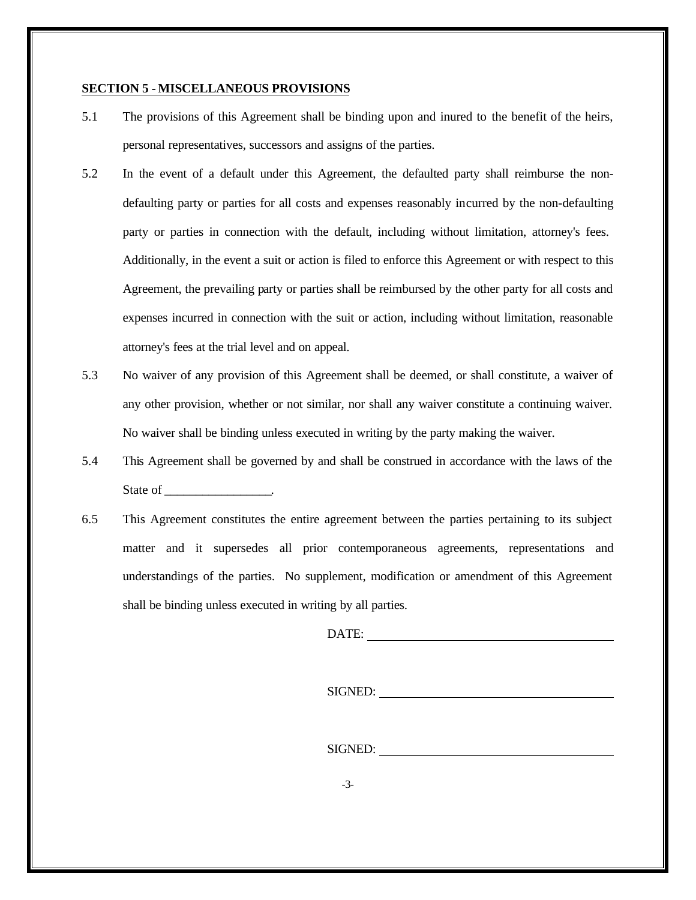**SECTION 5 - MISCELLANEOUS PROVISIONS**

5.1 The provisions of this Agreement shall be binding upon and inured to the benefit of the heirs, personal representatives, successors and assigns of the parties.

5.2 In the event of a default under this Agreement, the defaulted party shall reimburse the non-defaulting party or parties for all costs and expenses reasonably incurred by the non-defaulting party or parties in connection with the default, including without limitation, attorney's fees. Additionally, in the event a suit or action is filed to enforce this Agreement or with respect to this Agreement, the prevailing party or parties shall be reimbursed by the other party for all costs and expenses incurred in connection with the suit or action, including without limitation, reasonable attorney's fees at the trial level and on appeal.

5.3 No waiver of any provision of this Agreement shall be deemed, or shall constitute, a waiver of any other provision, whether or not similar, nor shall any waiver constitute a continuing waiver. No waiver shall be binding unless executed in writing by the party making the waiver.

5.4 This Agreement shall be governed by and shall be construed in accordance with the laws of the State of _________________.

6.5 This Agreement constitutes the entire agreement between the parties pertaining to its subject matter and it supersedes all prior contemporaneous agreements, representations and understandings of the parties. No supplement, modification or amendment of this Agreement shall be binding unless executed in writing by all parties.

DATE: ________________________________________

SIGNED: ______________________________________

SIGNED: ______________________________________